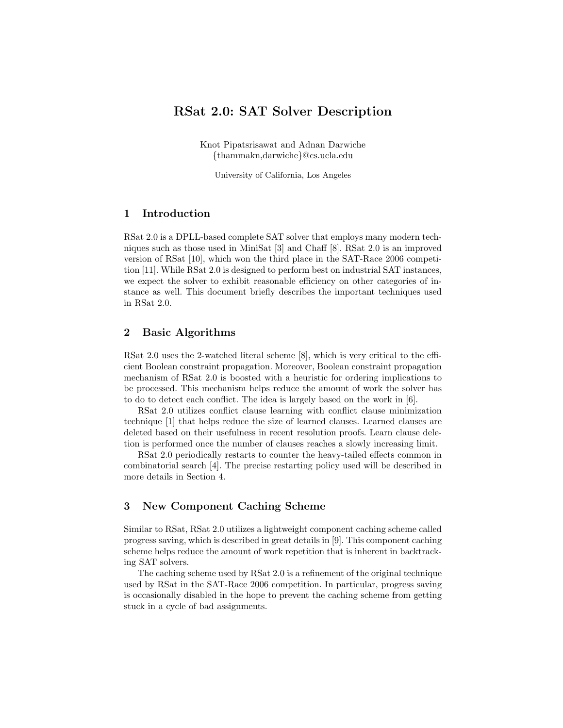# RSat 2.0: SAT Solver Description

Knot Pipatsrisawat and Adnan Darwiche
{thammakn,darwiche}@cs.ucla.edu

University of California, Los Angeles

## 1 Introduction

RSat 2.0 is a DPLL-based complete SAT solver that employs many modern techniques such as those used in MiniSat [3] and Chaff [8]. RSat 2.0 is an improved version of RSat [10], which won the third place in the SAT-Race 2006 competition [11]. While RSat 2.0 is designed to perform best on industrial SAT instances, we expect the solver to exhibit reasonable efficiency on other categories of instance as well. This document briefly describes the important techniques used in RSat 2.0.

## 2 Basic Algorithms

RSat 2.0 uses the 2-watched literal scheme [8], which is very critical to the efficient Boolean constraint propagation. Moreover, Boolean constraint propagation mechanism of RSat 2.0 is boosted with a heuristic for ordering implications to be processed. This mechanism helps reduce the amount of work the solver has to do to detect each conflict. The idea is largely based on the work in [6].

RSat 2.0 utilizes conflict clause learning with conflict clause minimization technique [1] that helps reduce the size of learned clauses. Learned clauses are deleted based on their usefulness in recent resolution proofs. Learn clause deletion is performed once the number of clauses reaches a slowly increasing limit.

RSat 2.0 periodically restarts to counter the heavy-tailed effects common in combinatorial search [4]. The precise restarting policy used will be described in more details in Section 4.

## 3 New Component Caching Scheme

Similar to RSat, RSat 2.0 utilizes a lightweight component caching scheme called progress saving, which is described in great details in [9]. This component caching scheme helps reduce the amount of work repetition that is inherent in backtracking SAT solvers.

The caching scheme used by RSat 2.0 is a refinement of the original technique used by RSat in the SAT-Race 2006 competition. In particular, progress saving is occasionally disabled in the hope to prevent the caching scheme from getting stuck in a cycle of bad assignments.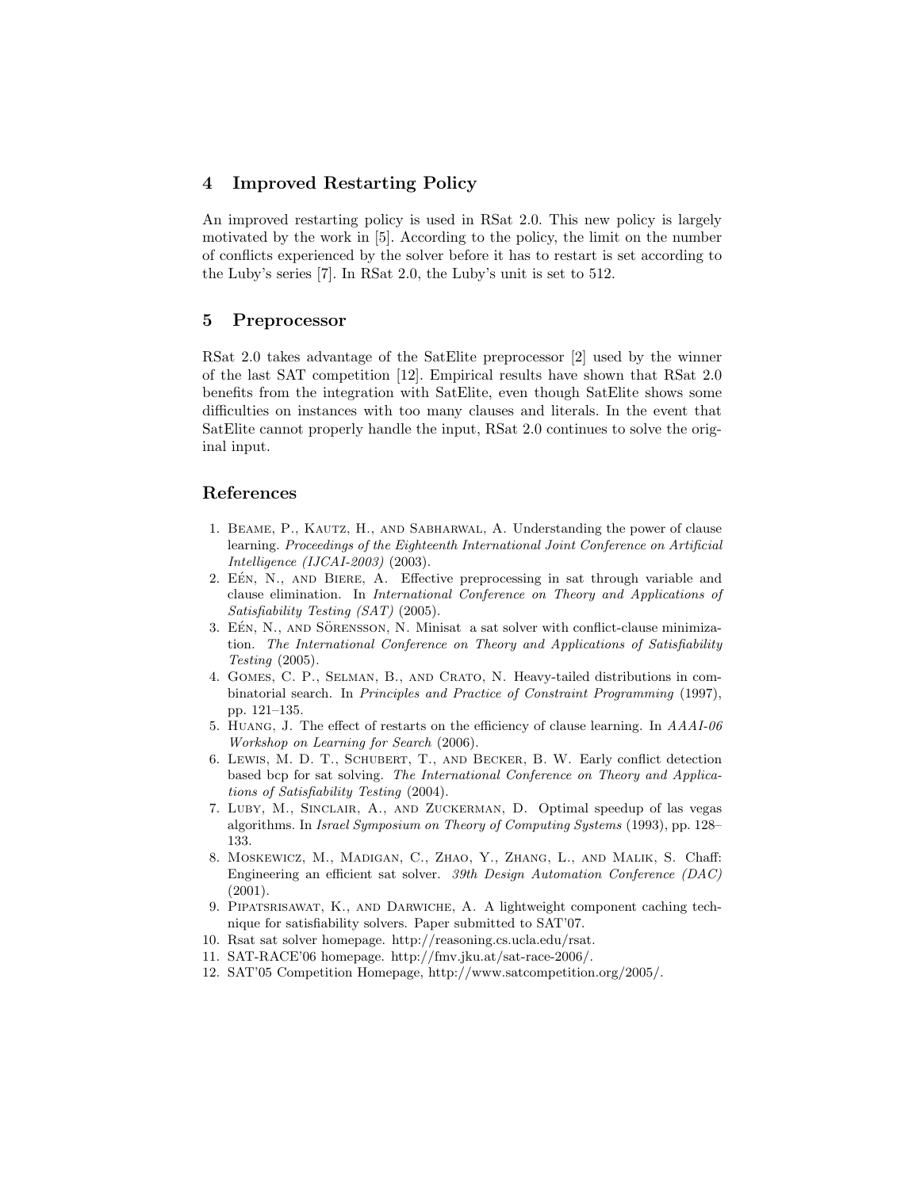## 4 Improved Restarting Policy

An improved restarting policy is used in RSat 2.0. This new policy is largely motivated by the work in [5]. According to the policy, the limit on the number of conflicts experienced by the solver before it has to restart is set according to the Luby's series [7]. In RSat 2.0, the Luby's unit is set to 512.

## 5 Preprocessor

RSat 2.0 takes advantage of the SatElite preprocessor [2] used by the winner of the last SAT competition [12]. Empirical results have shown that RSat 2.0 benefits from the integration with SatElite, even though SatElite shows some difficulties on instances with too many clauses and literals. In the event that SatElite cannot properly handle the input, RSat 2.0 continues to solve the original input.

## References

1. Beame, P., Kautz, H., and Sabharwal, A. Understanding the power of clause learning. *Proceedings of the Eighteenth International Joint Conference on Artificial Intelligence (IJCAI-2003)* (2003).
2. Eén, N., and Biere, A. Effective preprocessing in sat through variable and clause elimination. In *International Conference on Theory and Applications of Satisfiability Testing (SAT)* (2005).
3. Eén, N., and Sörensson, N. Minisat a sat solver with conflict-clause minimization. *The International Conference on Theory and Applications of Satisfiability Testing* (2005).
4. Gomes, C. P., Selman, B., and Crato, N. Heavy-tailed distributions in combinatorial search. In *Principles and Practice of Constraint Programming* (1997), pp. 121–135.
5. Huang, J. The effect of restarts on the efficiency of clause learning. In *AAAI-06 Workshop on Learning for Search* (2006).
6. Lewis, M. D. T., Schubert, T., and Becker, B. W. Early conflict detection based bcp for sat solving. *The International Conference on Theory and Applications of Satisfiability Testing* (2004).
7. Luby, M., Sinclair, A., and Zuckerman, D. Optimal speedup of las vegas algorithms. In *Israel Symposium on Theory of Computing Systems* (1993), pp. 128–133.
8. Moskewicz, M., Madigan, C., Zhao, Y., Zhang, L., and Malik, S. Chaff: Engineering an efficient sat solver. *39th Design Automation Conference (DAC)* (2001).
9. Pipatsrisawat, K., and Darwiche, A. A lightweight component caching technique for satisfiability solvers. Paper submitted to SAT'07.
10. Rsat sat solver homepage. http://reasoning.cs.ucla.edu/rsat.
11. SAT-RACE'06 homepage. http://fmv.jku.at/sat-race-2006/.
12. SAT'05 Competition Homepage, http://www.satcompetition.org/2005/.